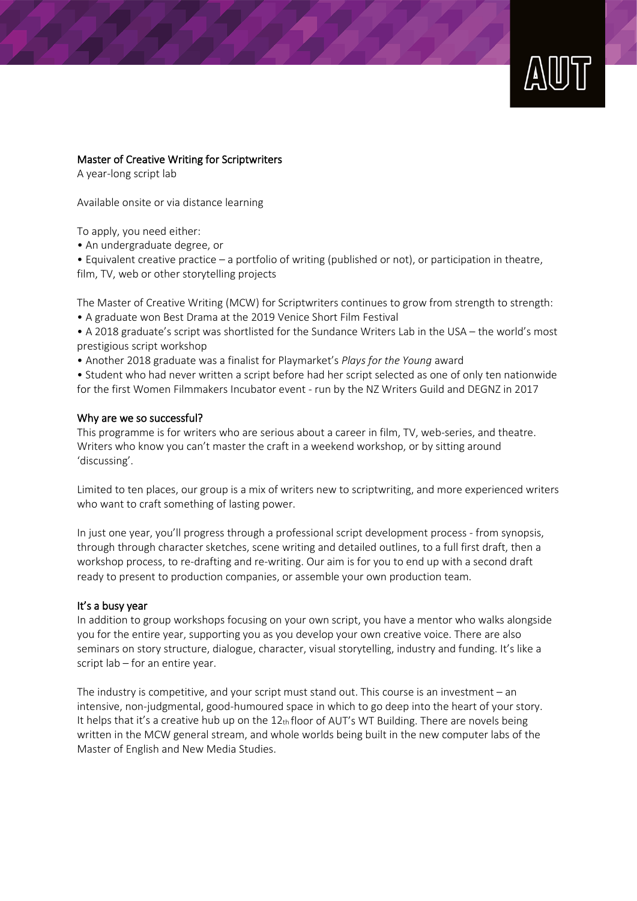## Master of Creative Writing for Scriptwriters

A year-long script lab

Available onsite or via distance learning

To apply, you need either:

- An undergraduate degree, or
- Equivalent creative practice – a portfolio of writing (published or not), or participation in theatre, film, TV, web or other storytelling projects

The Master of Creative Writing (MCW) for Scriptwriters continues to grow from strength to strength:

- A graduate won Best Drama at the 2019 Venice Short Film Festival
- A 2018 graduate's script was shortlisted for the Sundance Writers Lab in the USA – the world's most prestigious script workshop
- Another 2018 graduate was a finalist for Playmarket's *Plays for the Young* award
- Student who had never written a script before had her script selected as one of only ten nationwide for the first Women Filmmakers Incubator event - run by the NZ Writers Guild and DEGNZ in 2017

## Why are we so successful?

This programme is for writers who are serious about a career in film, TV, web-series, and theatre. Writers who know you can't master the craft in a weekend workshop, or by sitting around 'discussing'.

Limited to ten places, our group is a mix of writers new to scriptwriting, and more experienced writers who want to craft something of lasting power.

In just one year, you'll progress through a professional script development process - from synopsis, through through character sketches, scene writing and detailed outlines, to a full first draft, then a workshop process, to re-drafting and re-writing. Our aim is for you to end up with a second draft ready to present to production companies, or assemble your own production team.

## It's a busy year

In addition to group workshops focusing on your own script, you have a mentor who walks alongside you for the entire year, supporting you as you develop your own creative voice. There are also seminars on story structure, dialogue, character, visual storytelling, industry and funding. It's like a script lab – for an entire year.

The industry is competitive, and your script must stand out. This course is an investment – an intensive, non-judgmental, good-humoured space in which to go deep into the heart of your story. It helps that it's a creative hub up on the 12th floor of AUT's WT Building. There are novels being written in the MCW general stream, and whole worlds being built in the new computer labs of the Master of English and New Media Studies.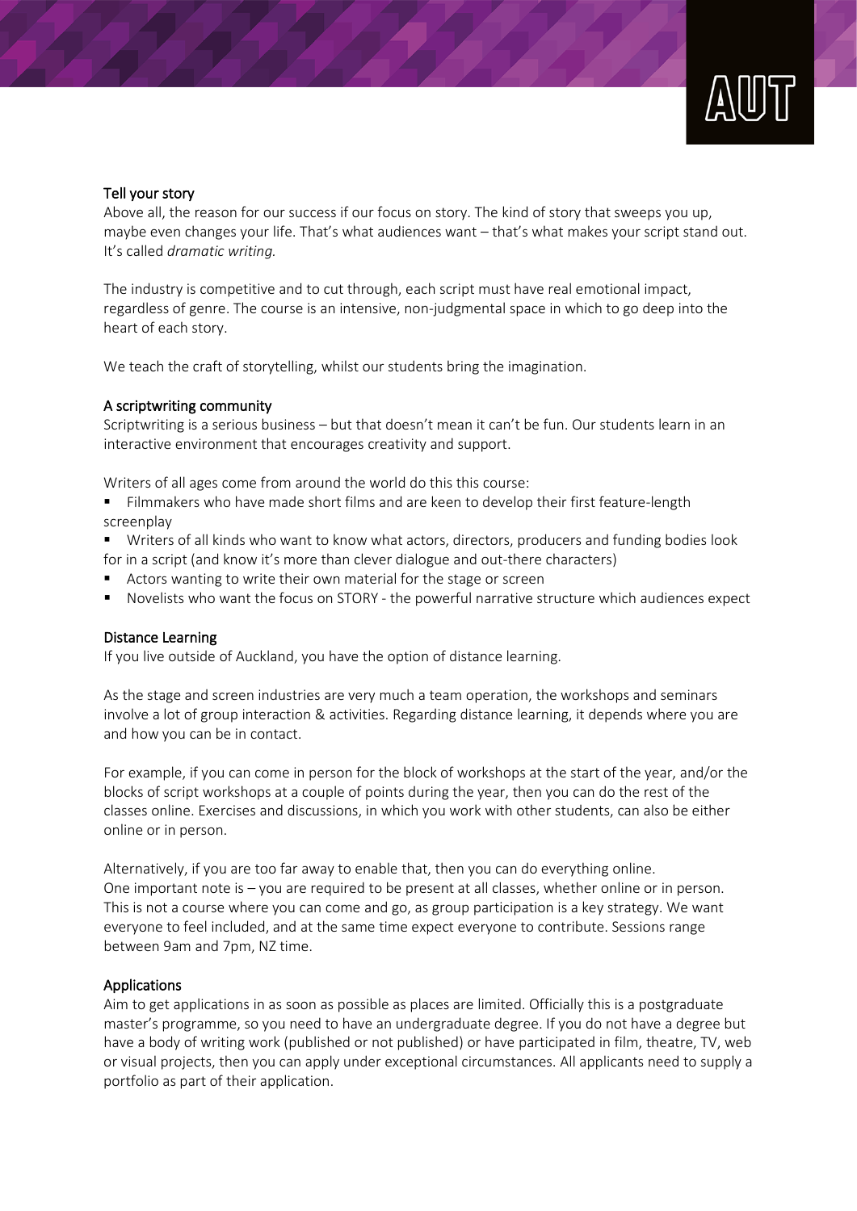## Tell your story

Above all, the reason for our success if our focus on story. The kind of story that sweeps you up, maybe even changes your life. That's what audiences want – that's what makes your script stand out. It's called *dramatic writing.*

The industry is competitive and to cut through, each script must have real emotional impact, regardless of genre. The course is an intensive, non-judgmental space in which to go deep into the heart of each story.

We teach the craft of storytelling, whilst our students bring the imagination.

## A scriptwriting community

Scriptwriting is a serious business – but that doesn't mean it can't be fun. Our students learn in an interactive environment that encourages creativity and support.

Writers of all ages come from around the world do this this course:

- Filmmakers who have made short films and are keen to develop their first feature-length screenplay
- Writers of all kinds who want to know what actors, directors, producers and funding bodies look for in a script (and know it's more than clever dialogue and out-there characters)
- Actors wanting to write their own material for the stage or screen
- Novelists who want the focus on STORY - the powerful narrative structure which audiences expect

## Distance Learning

If you live outside of Auckland, you have the option of distance learning.

As the stage and screen industries are very much a team operation, the workshops and seminars involve a lot of group interaction & activities. Regarding distance learning, it depends where you are and how you can be in contact.

For example, if you can come in person for the block of workshops at the start of the year, and/or the blocks of script workshops at a couple of points during the year, then you can do the rest of the classes online. Exercises and discussions, in which you work with other students, can also be either online or in person.

Alternatively, if you are too far away to enable that, then you can do everything online.
One important note is – you are required to be present at all classes, whether online or in person. This is not a course where you can come and go, as group participation is a key strategy. We want everyone to feel included, and at the same time expect everyone to contribute. Sessions range between 9am and 7pm, NZ time.

## Applications

Aim to get applications in as soon as possible as places are limited. Officially this is a postgraduate master's programme, so you need to have an undergraduate degree. If you do not have a degree but have a body of writing work (published or not published) or have participated in film, theatre, TV, web or visual projects, then you can apply under exceptional circumstances. All applicants need to supply a portfolio as part of their application.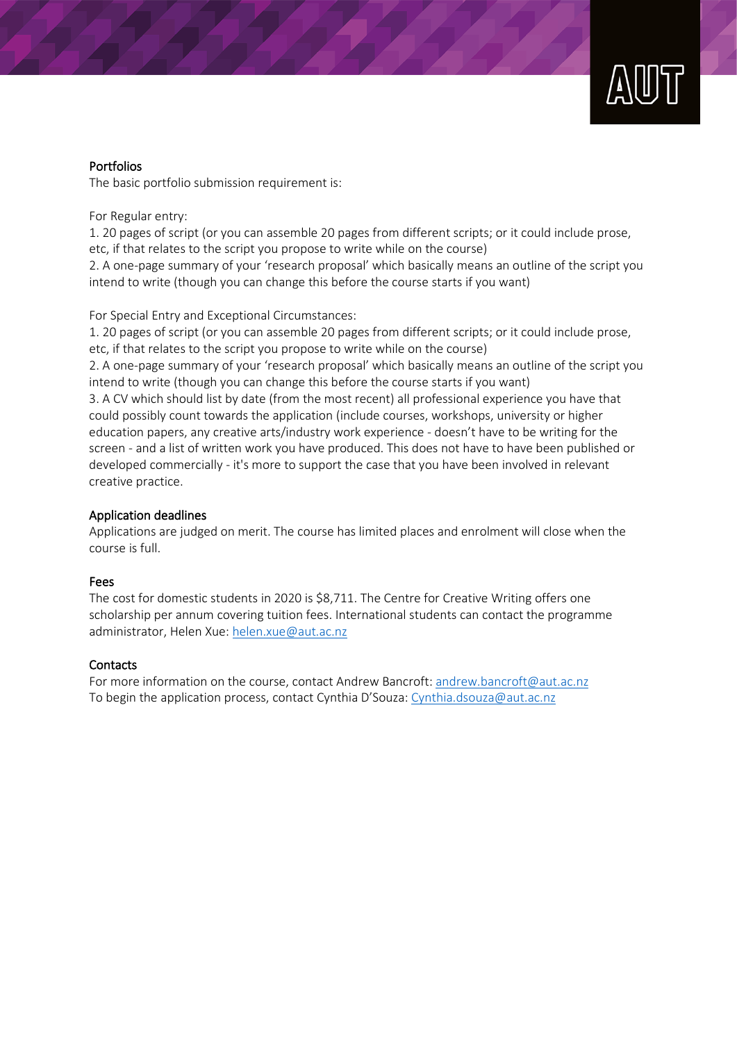## Portfolios

The basic portfolio submission requirement is:

For Regular entry:

1. 20 pages of script (or you can assemble 20 pages from different scripts; or it could include prose, etc, if that relates to the script you propose to write while on the course)
2. A one-page summary of your 'research proposal' which basically means an outline of the script you intend to write (though you can change this before the course starts if you want)

For Special Entry and Exceptional Circumstances:

1. 20 pages of script (or you can assemble 20 pages from different scripts; or it could include prose, etc, if that relates to the script you propose to write while on the course)
2. A one-page summary of your 'research proposal' which basically means an outline of the script you intend to write (though you can change this before the course starts if you want)
3. A CV which should list by date (from the most recent) all professional experience you have that could possibly count towards the application (include courses, workshops, university or higher education papers, any creative arts/industry work experience - doesn't have to be writing for the screen - and a list of written work you have produced. This does not have to have been published or developed commercially - it's more to support the case that you have been involved in relevant creative practice.

## Application deadlines

Applications are judged on merit. The course has limited places and enrolment will close when the course is full.

## Fees

The cost for domestic students in 2020 is $8,711. The Centre for Creative Writing offers one scholarship per annum covering tuition fees. International students can contact the programme administrator, Helen Xue: helen.xue@aut.ac.nz

## Contacts

For more information on the course, contact Andrew Bancroft: andrew.bancroft@aut.ac.nz
To begin the application process, contact Cynthia D'Souza: Cynthia.dsouza@aut.ac.nz